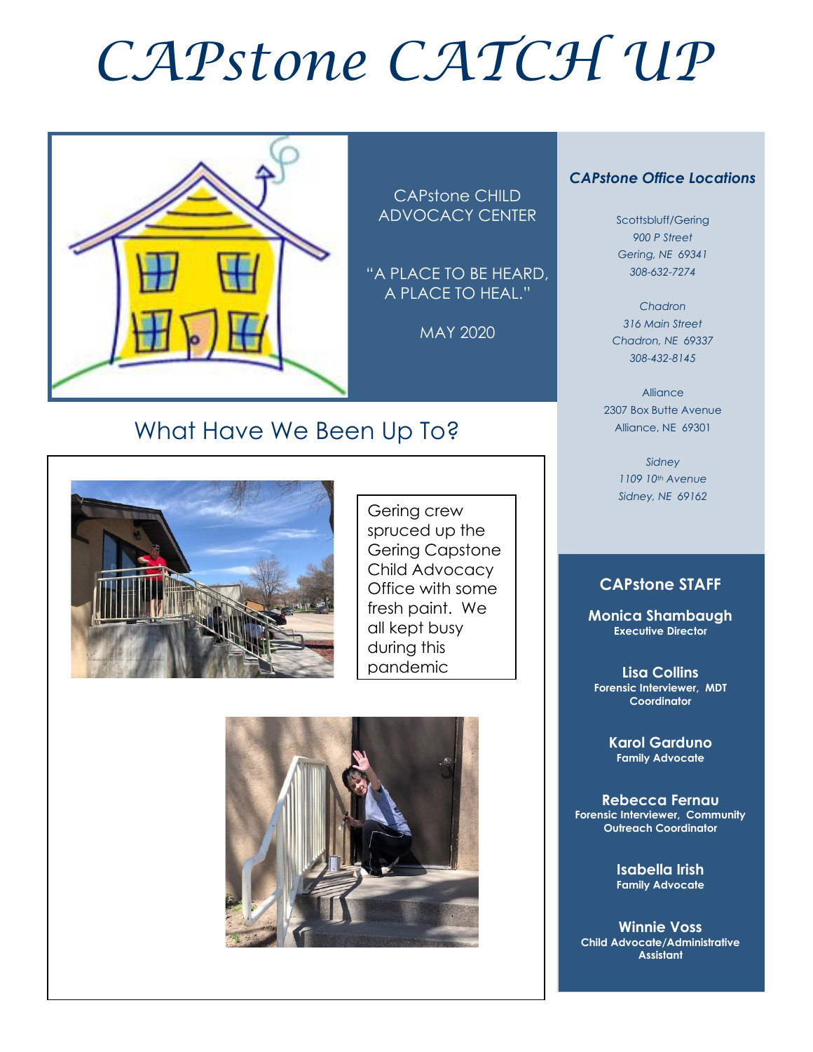# CAPstone CATCH UP

CAPstone CHILD ADVOCACY CENTER

"A PLACE TO BE HEARD, A PLACE TO HEAL."

MAY 2020

## What Have We Been Up To?

Gering crew spruced up the Gering Capstone Child Advocacy Office with some fresh paint. We all kept busy during this pandemic

### *CAPstone Office Locations*

Scottsbluff/Gering
*900 P Street*
*Gering, NE 69341*
*308-632-7274*

*Chadron*
*316 Main Street*
*Chadron, NE 69337*
*308-432-8145*

Alliance
2307 Box Butte Avenue
Alliance, NE 69301

*Sidney*
*1109 10th Avenue*
*Sidney, NE 69162*

### CAPstone STAFF

**Monica Shambaugh**
**Executive Director**

**Lisa Collins**
**Forensic Interviewer, MDT Coordinator**

**Karol Garduno**
**Family Advocate**

**Rebecca Fernau**
**Forensic Interviewer, Community Outreach Coordinator**

**Isabella Irish**
**Family Advocate**

**Winnie Voss**
**Child Advocate/Administrative Assistant**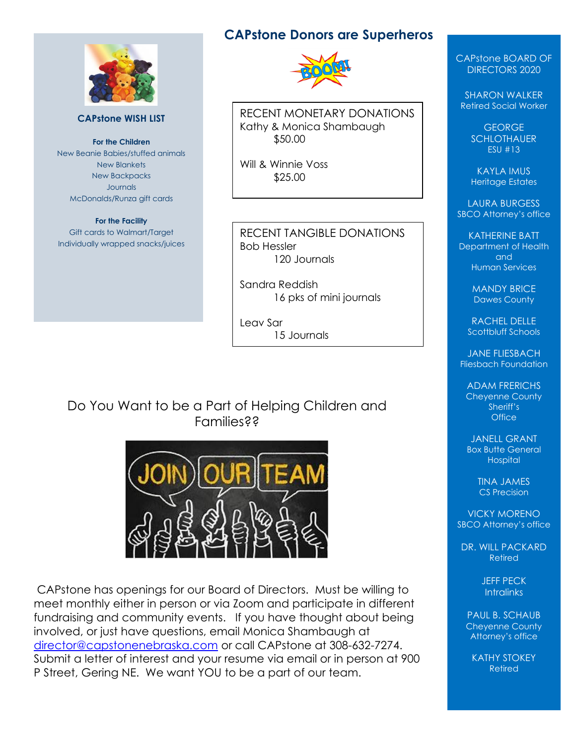## CAPstone WISH LIST

**For the Children**

New Beanie Babies/stuffed animals
New Blankets
New Backpacks
Journals
McDonalds/Runza gift cards

**For the Facility**

Gift cards to Walmart/Target
Individually wrapped snacks/juices

## CAPstone Donors are Superheros

RECENT MONETARY DONATIONS

Kathy & Monica Shambaugh
$50.00

Will & Winnie Voss
$25.00

RECENT TANGIBLE DONATIONS

Bob Hessler
120 Journals

Sandra Reddish
16 pks of mini journals

Leav Sar
15 Journals

## Do You Want to be a Part of Helping Children and Families??

CAPstone has openings for our Board of Directors. Must be willing to meet monthly either in person or via Zoom and participate in different fundraising and community events. If you have thought about being involved, or just have questions, email Monica Shambaugh at director@capstonenebraska.com or call CAPstone at 308-632-7274. Submit a letter of interest and your resume via email or in person at 900 P Street, Gering NE. We want YOU to be a part of our team.

## CAPstone BOARD OF DIRECTORS 2020

SHARON WALKER
Retired Social Worker

GEORGE SCHLOTHAUER
ESU #13

KAYLA IMUS
Heritage Estates

LAURA BURGESS
SBCO Attorney's office

KATHERINE BATT
Department of Health and Human Services

MANDY BRICE
Dawes County

RACHEL DELLE
Scottbluff Schools

JANE FLIESBACH
Fliesbach Foundation

ADAM FRERICHS
Cheyenne County Sheriff's Office

JANELL GRANT
Box Butte General Hospital

TINA JAMES
CS Precision

VICKY MORENO
SBCO Attorney's office

DR. WILL PACKARD
Retired

JEFF PECK
Intralinks

PAUL B. SCHAUB
Cheyenne County Attorney's office

KATHY STOKEY
Retired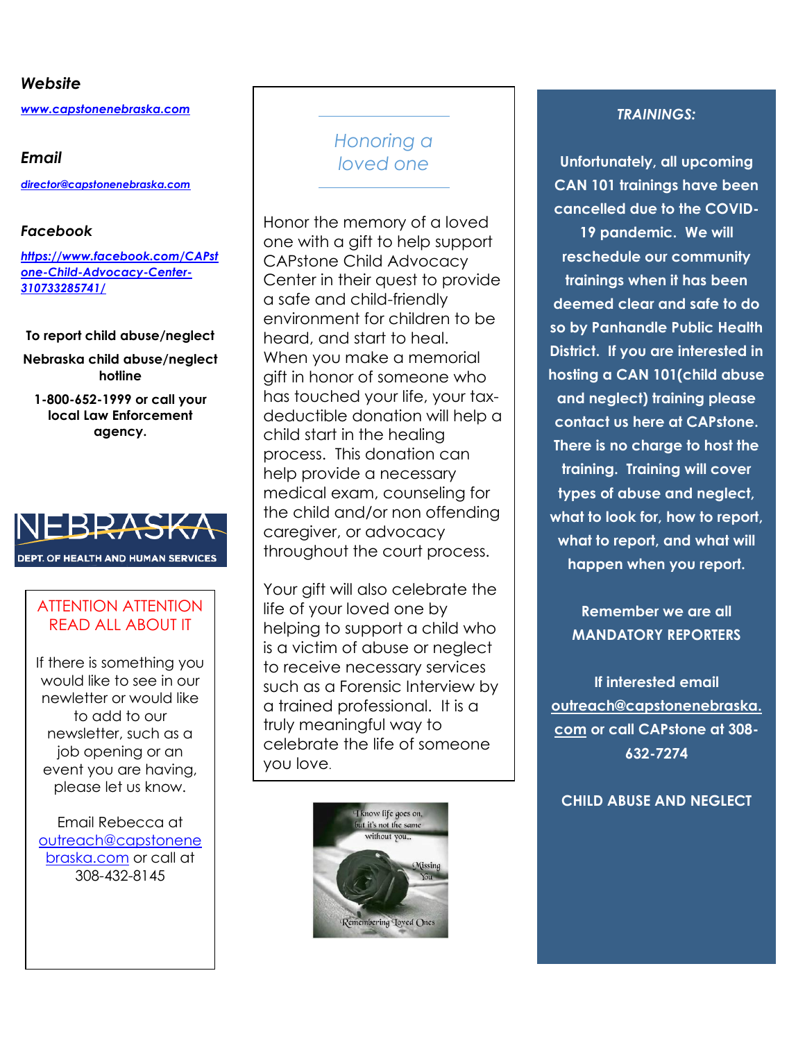***Website***

[***www.capstonenebraska.com***](http://www.capstonenebraska.com)

***Email***

[***director@capstonenebraska.com***](mailto:director@capstonenebraska.com)

***Facebook***

[***https://www.facebook.com/CAPstone-Child-Advocacy-Center-310733285741/***](https://www.facebook.com/CAPstone-Child-Advocacy-Center-310733285741/)

**To report child abuse/neglect**

**Nebraska child abuse/neglect hotline**

**1-800-652-1999 or call your local Law Enforcement agency.**

NEBRASKA
DEPT. OF HEALTH AND HUMAN SERVICES

ATTENTION ATTENTION
READ ALL ABOUT IT

If there is something you would like to see in our newletter or would like to add to our newsletter, such as a job opening or an event you are having, please let us know.

Email Rebecca at [outreach@capstonenebraska.com](mailto:outreach@capstonenebraska.com) or call at 308-432-8145

## *Honoring a loved one*

Honor the memory of a loved one with a gift to help support CAPstone Child Advocacy Center in their quest to provide a safe and child-friendly environment for children to be heard, and start to heal. When you make a memorial gift in honor of someone who has touched your life, your tax-deductible donation will help a child start in the healing process. This donation can help provide a necessary medical exam, counseling for the child and/or non offending caregiver, or advocacy throughout the court process.

Your gift will also celebrate the life of your loved one by helping to support a child who is a victim of abuse or neglect to receive necessary services such as a Forensic Interview by a trained professional. It is a truly meaningful way to celebrate the life of someone you love.

I know life goes on, but it's not the same without you..
Missing You
Remembering Loved Ones

***TRAININGS:***

**Unfortunately, all upcoming CAN 101 trainings have been cancelled due to the COVID-19 pandemic. We will reschedule our community trainings when it has been deemed clear and safe to do so by Panhandle Public Health District. If you are interested in hosting a CAN 101(child abuse and neglect) training please contact us here at CAPstone. There is no charge to host the training. Training will cover types of abuse and neglect, what to look for, how to report, what to report, and what will happen when you report.**

**Remember we are all MANDATORY REPORTERS**

**If interested email [outreach@capstonenebraska.com](mailto:outreach@capstonenebraska.com) or call CAPstone at 308-632-7274**

**CHILD ABUSE AND NEGLECT**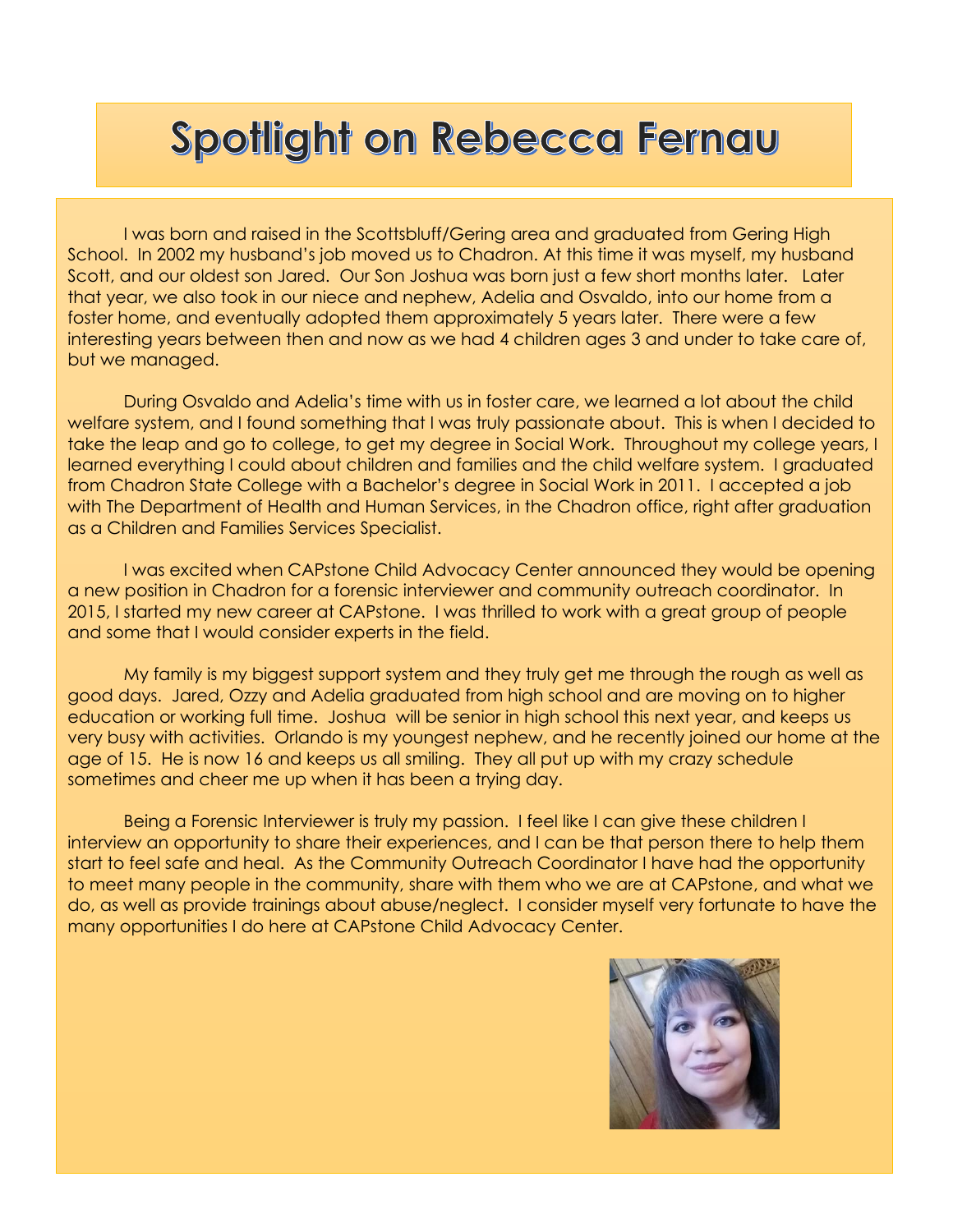# Spotlight on Rebecca Fernau

I was born and raised in the Scottsbluff/Gering area and graduated from Gering High School. In 2002 my husband's job moved us to Chadron. At this time it was myself, my husband Scott, and our oldest son Jared. Our Son Joshua was born just a few short months later. Later that year, we also took in our niece and nephew, Adelia and Osvaldo, into our home from a foster home, and eventually adopted them approximately 5 years later. There were a few interesting years between then and now as we had 4 children ages 3 and under to take care of, but we managed.

During Osvaldo and Adelia's time with us in foster care, we learned a lot about the child welfare system, and I found something that I was truly passionate about. This is when I decided to take the leap and go to college, to get my degree in Social Work. Throughout my college years, I learned everything I could about children and families and the child welfare system. I graduated from Chadron State College with a Bachelor's degree in Social Work in 2011. I accepted a job with The Department of Health and Human Services, in the Chadron office, right after graduation as a Children and Families Services Specialist.

I was excited when CAPstone Child Advocacy Center announced they would be opening a new position in Chadron for a forensic interviewer and community outreach coordinator. In 2015, I started my new career at CAPstone. I was thrilled to work with a great group of people and some that I would consider experts in the field.

My family is my biggest support system and they truly get me through the rough as well as good days. Jared, Ozzy and Adelia graduated from high school and are moving on to higher education or working full time. Joshua will be senior in high school this next year, and keeps us very busy with activities. Orlando is my youngest nephew, and he recently joined our home at the age of 15. He is now 16 and keeps us all smiling. They all put up with my crazy schedule sometimes and cheer me up when it has been a trying day.

Being a Forensic Interviewer is truly my passion. I feel like I can give these children I interview an opportunity to share their experiences, and I can be that person there to help them start to feel safe and heal. As the Community Outreach Coordinator I have had the opportunity to meet many people in the community, share with them who we are at CAPstone, and what we do, as well as provide trainings about abuse/neglect. I consider myself very fortunate to have the many opportunities I do here at CAPstone Child Advocacy Center.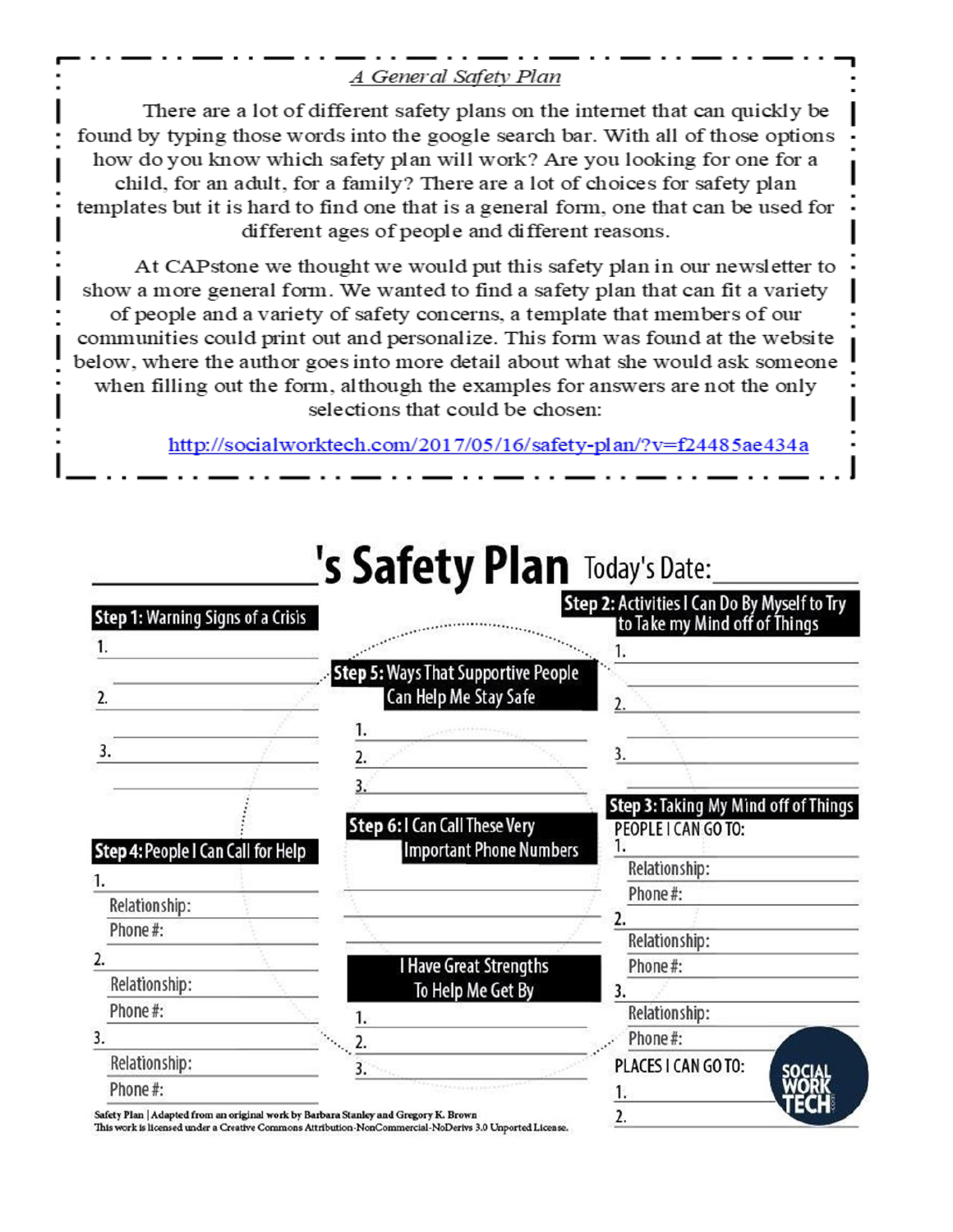## *A General Safety Plan*

There are a lot of different safety plans on the internet that can quickly be found by typing those words into the google search bar. With all of those options how do you know which safety plan will work? Are you looking for one for a child, for an adult, for a family? There are a lot of choices for safety plan templates but it is hard to find one that is a general form, one that can be used for different ages of people and different reasons.

At CAPstone we thought we would put this safety plan in our newsletter to show a more general form. We wanted to find a safety plan that can fit a variety of people and a variety of safety concerns, a template that members of our communities could print out and personalize. This form was found at the website below, where the author goes into more detail about what she would ask someone when filling out the form, although the examples for answers are not the only selections that could be chosen:

http://socialworktech.com/2017/05/16/safety-plan/?v=f24485ae434a

# ____________'s Safety Plan

Today's Date: ____________

**Step 1: Warning Signs of a Crisis**

1. ____________
2. ____________
3. ____________

**Step 2: Activities I Can Do By Myself to Try to Take my Mind off of Things**

1. ____________
2. ____________
3. ____________

**Step 3: Taking My Mind off of Things**

PEOPLE I CAN GO TO:

1. ____________
   Relationship: ____________
   Phone #: ____________
2. ____________
   Relationship: ____________
   Phone #: ____________
3. ____________
   Relationship: ____________
   Phone #: ____________

PLACES I CAN GO TO:

1. ____________
2. ____________

**Step 4: People I Can Call for Help**

1. ____________
   Relationship: ____________
   Phone #: ____________
2. ____________
   Relationship: ____________
   Phone #: ____________
3. ____________
   Relationship: ____________
   Phone #: ____________

**Step 5: Ways That Supportive People Can Help Me Stay Safe**

1. ____________
2. ____________
3. ____________

**Step 6: I Can Call These Very Important Phone Numbers**

____________
____________
____________

**I Have Great Strengths To Help Me Get By**

1. ____________
2. ____________
3. ____________

SOCIAL WORK TECH

Safety Plan | Adapted from an original work by Barbara Stanley and Gregory K. Brown
This work is licensed under a Creative Commons Attribution-NonCommercial-NoDerivs 3.0 Unported License.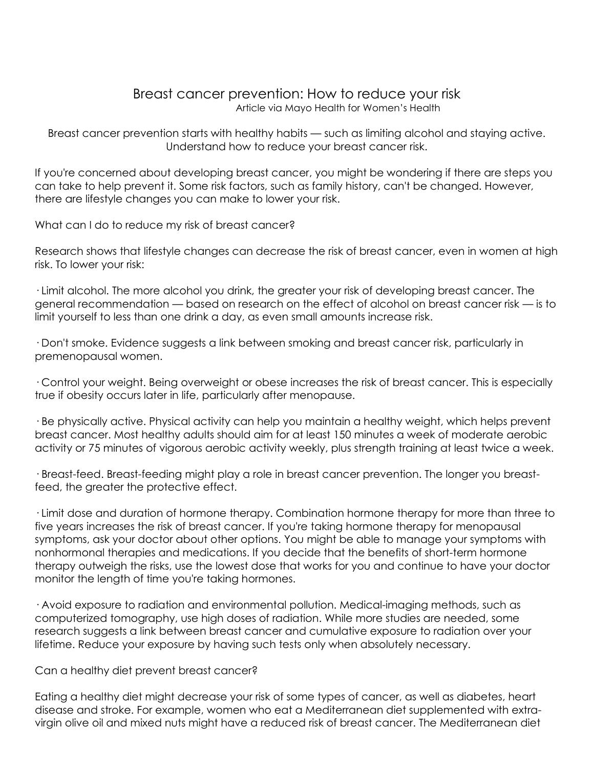# Breast cancer prevention: How to reduce your risk

Article via Mayo Health for Women's Health

Breast cancer prevention starts with healthy habits — such as limiting alcohol and staying active. Understand how to reduce your breast cancer risk.

If you're concerned about developing breast cancer, you might be wondering if there are steps you can take to help prevent it. Some risk factors, such as family history, can't be changed. However, there are lifestyle changes you can make to lower your risk.

## What can I do to reduce my risk of breast cancer?

Research shows that lifestyle changes can decrease the risk of breast cancer, even in women at high risk. To lower your risk:

- Limit alcohol. The more alcohol you drink, the greater your risk of developing breast cancer. The general recommendation — based on research on the effect of alcohol on breast cancer risk — is to limit yourself to less than one drink a day, as even small amounts increase risk.

- Don't smoke. Evidence suggests a link between smoking and breast cancer risk, particularly in premenopausal women.

- Control your weight. Being overweight or obese increases the risk of breast cancer. This is especially true if obesity occurs later in life, particularly after menopause.

- Be physically active. Physical activity can help you maintain a healthy weight, which helps prevent breast cancer. Most healthy adults should aim for at least 150 minutes a week of moderate aerobic activity or 75 minutes of vigorous aerobic activity weekly, plus strength training at least twice a week.

- Breast-feed. Breast-feeding might play a role in breast cancer prevention. The longer you breast-feed, the greater the protective effect.

- Limit dose and duration of hormone therapy. Combination hormone therapy for more than three to five years increases the risk of breast cancer. If you're taking hormone therapy for menopausal symptoms, ask your doctor about other options. You might be able to manage your symptoms with nonhormonal therapies and medications. If you decide that the benefits of short-term hormone therapy outweigh the risks, use the lowest dose that works for you and continue to have your doctor monitor the length of time you're taking hormones.

- Avoid exposure to radiation and environmental pollution. Medical-imaging methods, such as computerized tomography, use high doses of radiation. While more studies are needed, some research suggests a link between breast cancer and cumulative exposure to radiation over your lifetime. Reduce your exposure by having such tests only when absolutely necessary.

## Can a healthy diet prevent breast cancer?

Eating a healthy diet might decrease your risk of some types of cancer, as well as diabetes, heart disease and stroke. For example, women who eat a Mediterranean diet supplemented with extra-virgin olive oil and mixed nuts might have a reduced risk of breast cancer. The Mediterranean diet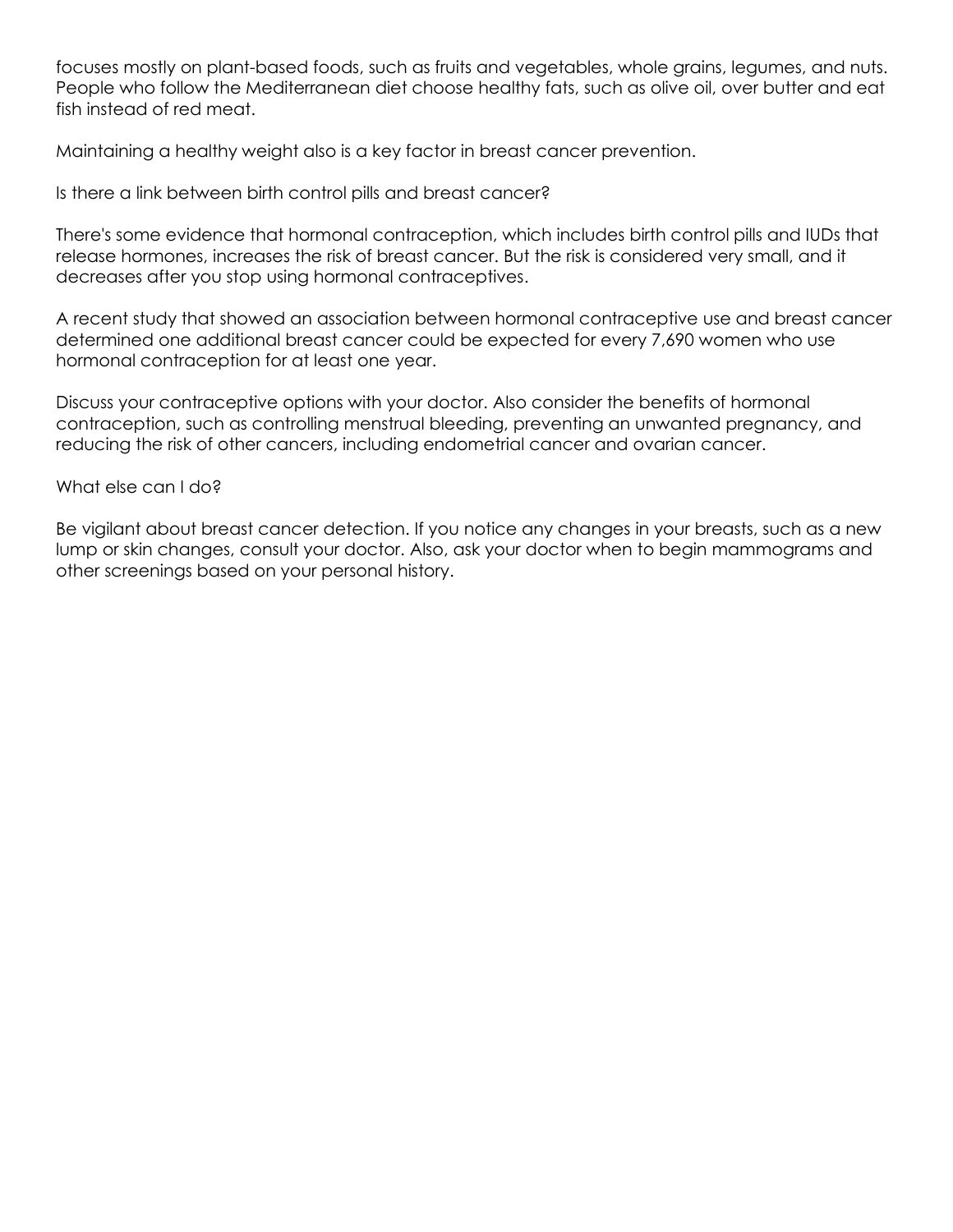focuses mostly on plant-based foods, such as fruits and vegetables, whole grains, legumes, and nuts. People who follow the Mediterranean diet choose healthy fats, such as olive oil, over butter and eat fish instead of red meat.

Maintaining a healthy weight also is a key factor in breast cancer prevention.

Is there a link between birth control pills and breast cancer?

There's some evidence that hormonal contraception, which includes birth control pills and IUDs that release hormones, increases the risk of breast cancer. But the risk is considered very small, and it decreases after you stop using hormonal contraceptives.

A recent study that showed an association between hormonal contraceptive use and breast cancer determined one additional breast cancer could be expected for every 7,690 women who use hormonal contraception for at least one year.

Discuss your contraceptive options with your doctor. Also consider the benefits of hormonal contraception, such as controlling menstrual bleeding, preventing an unwanted pregnancy, and reducing the risk of other cancers, including endometrial cancer and ovarian cancer.

What else can I do?

Be vigilant about breast cancer detection. If you notice any changes in your breasts, such as a new lump or skin changes, consult your doctor. Also, ask your doctor when to begin mammograms and other screenings based on your personal history.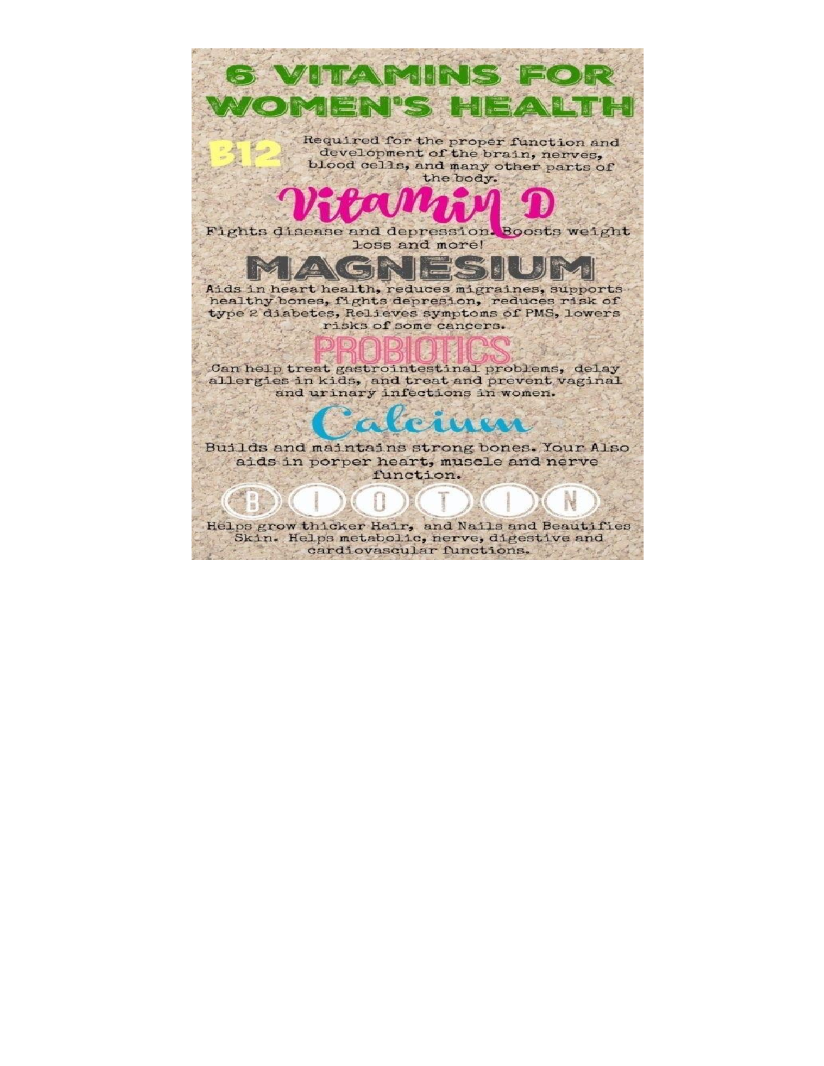# 6 VITAMINS FOR WOMEN'S HEALTH

## B12

Required for the proper function and development of the brain, nerves, blood cells, and many other parts of the body.

## Vitamin D

Fights disease and depression. Boosts weight loss and more!

## MAGNESIUM

Aids in heart health, reduces migraines, supports healthy bones, fights depresion, reduces risk of type 2 diabetes, Relieves symptoms of PMS, lowers risks of some cancers.

## PROBIOTICS

Can help treat gastrointestinal problems, delay allergies in kids, and treat and prevent vaginal and urinary infections in women.

## Calcium

Builds and maintains strong bones. Your Also aids in porper heart, muscle and nerve function.

## BIOTIN

Helps grow thicker Hair, and Nails and Beautifies Skin. Helps metabolic, nerve, digestive and cardiovascular functions.